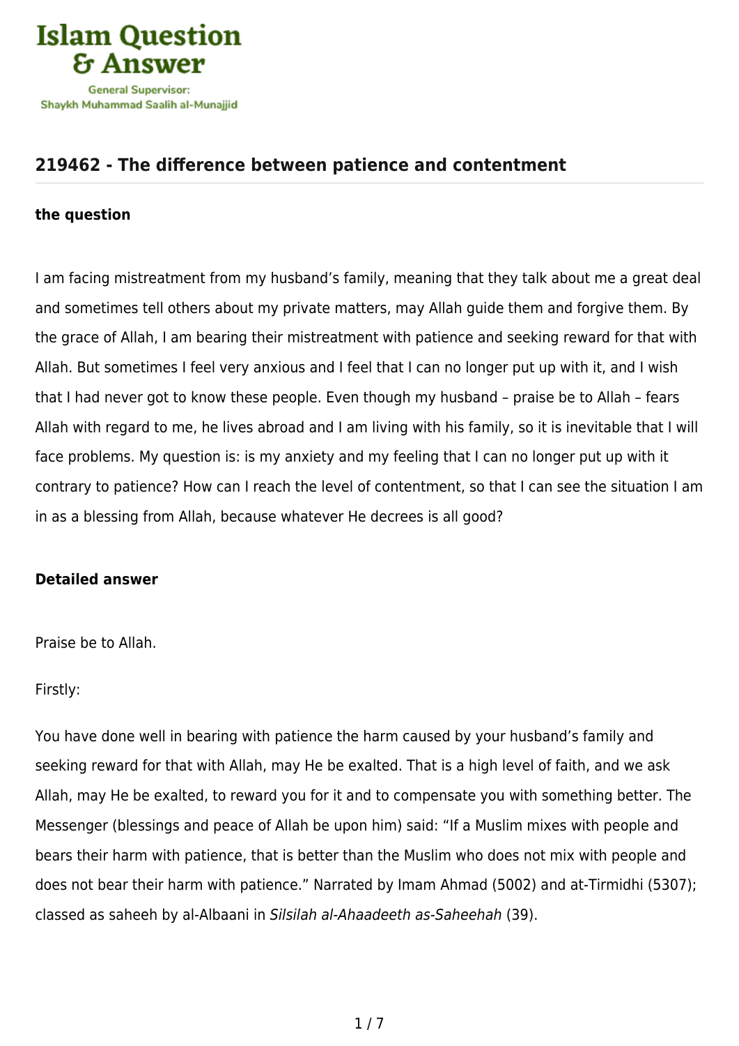# 219462 - The difference between patience and contentment

### the question

I am facing mistreatment from my husband's family, meaning that they talk about me a great deal and sometimes tell others about my private matters, may Allah guide them and forgive them. By the grace of Allah, I am bearing their mistreatment with patience and seeking reward for that with Allah. But sometimes I feel very anxious and I feel that I can no longer put up with it, and I wish that I had never got to know these people. Even though my husband – praise be to Allah – fears Allah with regard to me, he lives abroad and I am living with his family, so it is inevitable that I will face problems. My question is: is my anxiety and my feeling that I can no longer put up with it contrary to patience? How can I reach the level of contentment, so that I can see the situation I am in as a blessing from Allah, because whatever He decrees is all good?

### Detailed answer

Praise be to Allah.

Firstly:

You have done well in bearing with patience the harm caused by your husband's family and seeking reward for that with Allah, may He be exalted. That is a high level of faith, and we ask Allah, may He be exalted, to reward you for it and to compensate you with something better. The Messenger (blessings and peace of Allah be upon him) said: "If a Muslim mixes with people and bears their harm with patience, that is better than the Muslim who does not mix with people and does not bear their harm with patience." Narrated by Imam Ahmad (5002) and at-Tirmidhi (5307); classed as saheeh by al-Albaani in *Silsilah al-Ahaadeeth as-Saheehah* (39).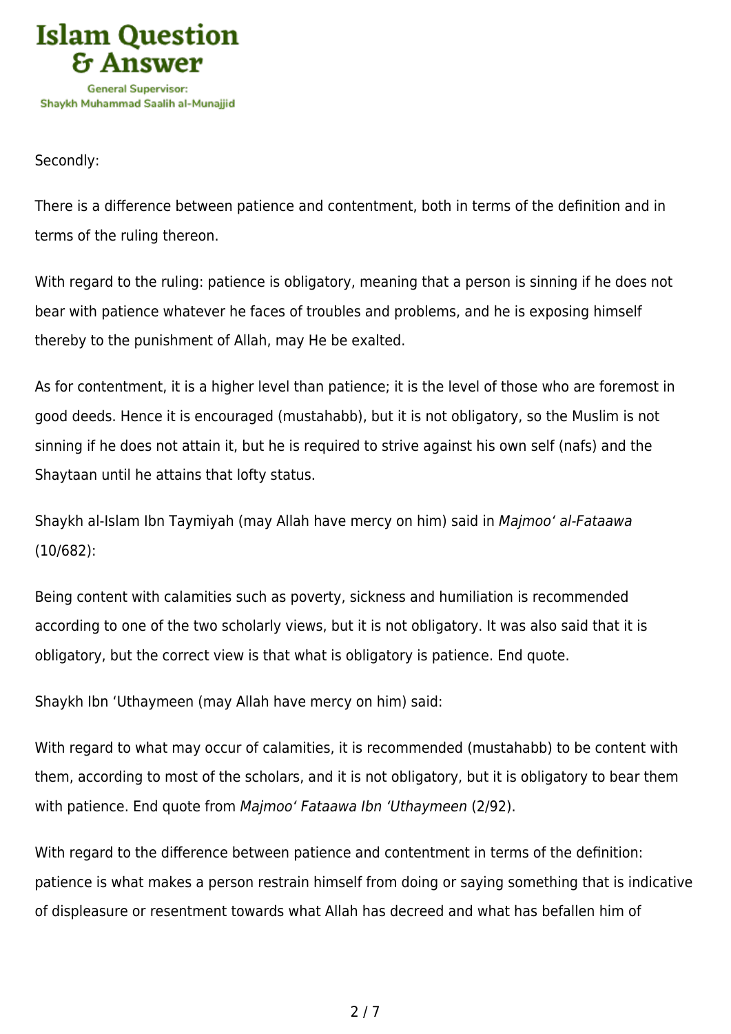Secondly:

There is a difference between patience and contentment, both in terms of the definition and in terms of the ruling thereon.

With regard to the ruling: patience is obligatory, meaning that a person is sinning if he does not bear with patience whatever he faces of troubles and problems, and he is exposing himself thereby to the punishment of Allah, may He be exalted.

As for contentment, it is a higher level than patience; it is the level of those who are foremost in good deeds. Hence it is encouraged (mustahabb), but it is not obligatory, so the Muslim is not sinning if he does not attain it, but he is required to strive against his own self (nafs) and the Shaytaan until he attains that lofty status.

Shaykh al-Islam Ibn Taymiyah (may Allah have mercy on him) said in *Majmoo' al-Fataawa* (10/682):

Being content with calamities such as poverty, sickness and humiliation is recommended according to one of the two scholarly views, but it is not obligatory. It was also said that it is obligatory, but the correct view is that what is obligatory is patience. End quote.

Shaykh Ibn 'Uthaymeen (may Allah have mercy on him) said:

With regard to what may occur of calamities, it is recommended (mustahabb) to be content with them, according to most of the scholars, and it is not obligatory, but it is obligatory to bear them with patience. End quote from *Majmoo' Fataawa Ibn 'Uthaymeen* (2/92).

With regard to the difference between patience and contentment in terms of the definition: patience is what makes a person restrain himself from doing or saying something that is indicative of displeasure or resentment towards what Allah has decreed and what has befallen him of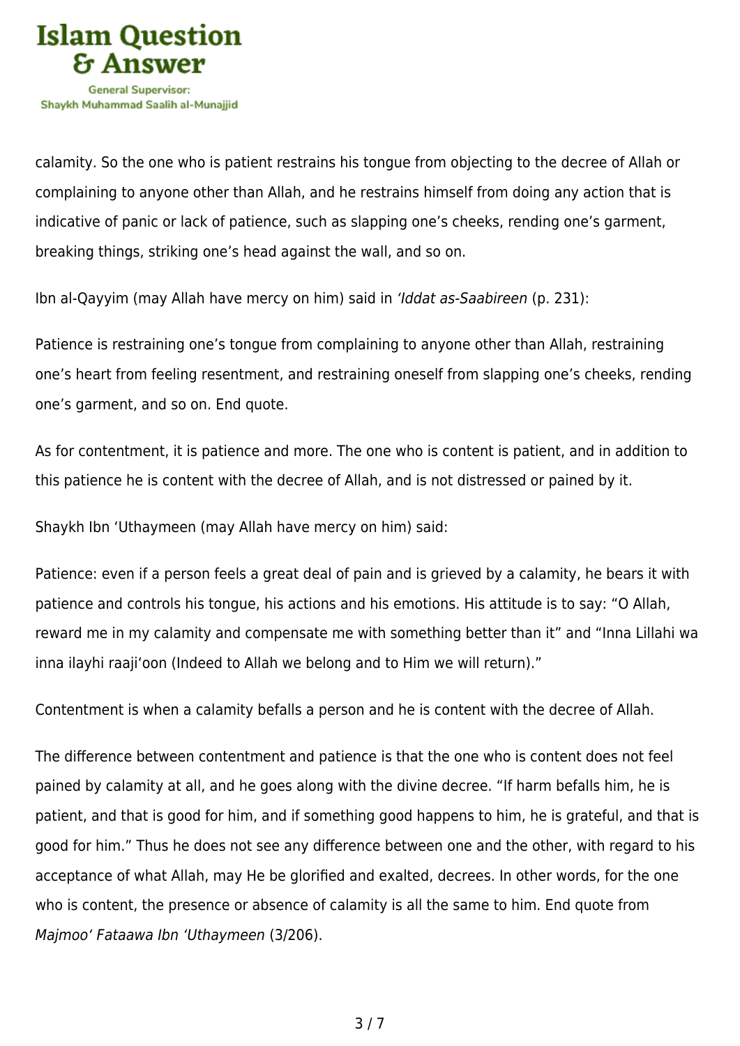calamity. So the one who is patient restrains his tongue from objecting to the decree of Allah or complaining to anyone other than Allah, and he restrains himself from doing any action that is indicative of panic or lack of patience, such as slapping one's cheeks, rending one's garment, breaking things, striking one's head against the wall, and so on.

Ibn al-Qayyim (may Allah have mercy on him) said in *'Iddat as-Saabireen* (p. 231):

Patience is restraining one's tongue from complaining to anyone other than Allah, restraining one's heart from feeling resentment, and restraining oneself from slapping one's cheeks, rending one's garment, and so on. End quote.

As for contentment, it is patience and more. The one who is content is patient, and in addition to this patience he is content with the decree of Allah, and is not distressed or pained by it.

Shaykh Ibn 'Uthaymeen (may Allah have mercy on him) said:

Patience: even if a person feels a great deal of pain and is grieved by a calamity, he bears it with patience and controls his tongue, his actions and his emotions. His attitude is to say: "O Allah, reward me in my calamity and compensate me with something better than it" and "Inna Lillahi wa inna ilayhi raaji'oon (Indeed to Allah we belong and to Him we will return)."

Contentment is when a calamity befalls a person and he is content with the decree of Allah.

The difference between contentment and patience is that the one who is content does not feel pained by calamity at all, and he goes along with the divine decree. "If harm befalls him, he is patient, and that is good for him, and if something good happens to him, he is grateful, and that is good for him." Thus he does not see any difference between one and the other, with regard to his acceptance of what Allah, may He be glorified and exalted, decrees. In other words, for the one who is content, the presence or absence of calamity is all the same to him. End quote from *Majmoo' Fataawa Ibn 'Uthaymeen* (3/206).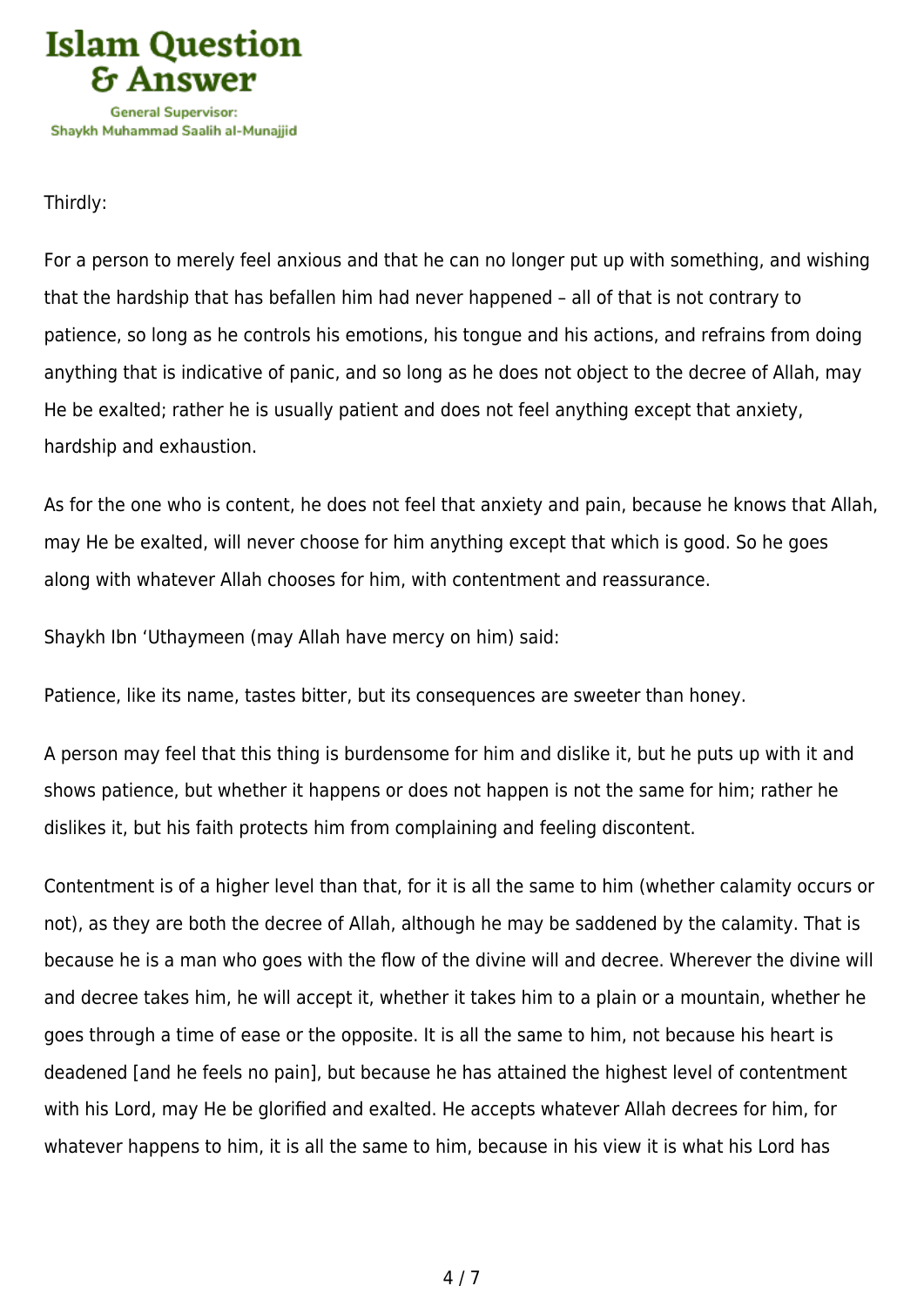Thirdly:

For a person to merely feel anxious and that he can no longer put up with something, and wishing that the hardship that has befallen him had never happened – all of that is not contrary to patience, so long as he controls his emotions, his tongue and his actions, and refrains from doing anything that is indicative of panic, and so long as he does not object to the decree of Allah, may He be exalted; rather he is usually patient and does not feel anything except that anxiety, hardship and exhaustion.

As for the one who is content, he does not feel that anxiety and pain, because he knows that Allah, may He be exalted, will never choose for him anything except that which is good. So he goes along with whatever Allah chooses for him, with contentment and reassurance.

Shaykh Ibn 'Uthaymeen (may Allah have mercy on him) said:

Patience, like its name, tastes bitter, but its consequences are sweeter than honey.

A person may feel that this thing is burdensome for him and dislike it, but he puts up with it and shows patience, but whether it happens or does not happen is not the same for him; rather he dislikes it, but his faith protects him from complaining and feeling discontent.

Contentment is of a higher level than that, for it is all the same to him (whether calamity occurs or not), as they are both the decree of Allah, although he may be saddened by the calamity. That is because he is a man who goes with the flow of the divine will and decree. Wherever the divine will and decree takes him, he will accept it, whether it takes him to a plain or a mountain, whether he goes through a time of ease or the opposite. It is all the same to him, not because his heart is deadened [and he feels no pain], but because he has attained the highest level of contentment with his Lord, may He be glorified and exalted. He accepts whatever Allah decrees for him, for whatever happens to him, it is all the same to him, because in his view it is what his Lord has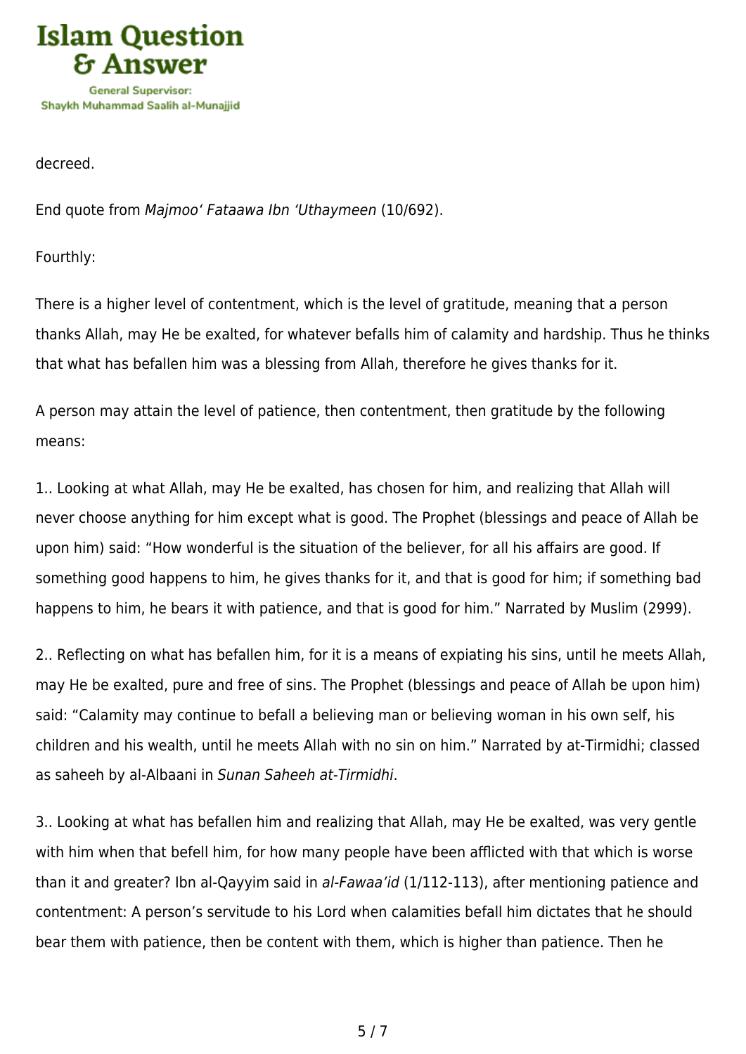decreed.

End quote from *Majmoo' Fataawa Ibn 'Uthaymeen* (10/692).

Fourthly:

There is a higher level of contentment, which is the level of gratitude, meaning that a person thanks Allah, may He be exalted, for whatever befalls him of calamity and hardship. Thus he thinks that what has befallen him was a blessing from Allah, therefore he gives thanks for it.

A person may attain the level of patience, then contentment, then gratitude by the following means:

1.. Looking at what Allah, may He be exalted, has chosen for him, and realizing that Allah will never choose anything for him except what is good. The Prophet (blessings and peace of Allah be upon him) said: "How wonderful is the situation of the believer, for all his affairs are good. If something good happens to him, he gives thanks for it, and that is good for him; if something bad happens to him, he bears it with patience, and that is good for him." Narrated by Muslim (2999).

2.. Reflecting on what has befallen him, for it is a means of expiating his sins, until he meets Allah, may He be exalted, pure and free of sins. The Prophet (blessings and peace of Allah be upon him) said: "Calamity may continue to befall a believing man or believing woman in his own self, his children and his wealth, until he meets Allah with no sin on him." Narrated by at-Tirmidhi; classed as saheeh by al-Albaani in *Sunan Saheeh at-Tirmidhi*.

3.. Looking at what has befallen him and realizing that Allah, may He be exalted, was very gentle with him when that befell him, for how many people have been afflicted with that which is worse than it and greater? Ibn al-Qayyim said in *al-Fawaa'id* (1/112-113), after mentioning patience and contentment: A person's servitude to his Lord when calamities befall him dictates that he should bear them with patience, then be content with them, which is higher than patience. Then he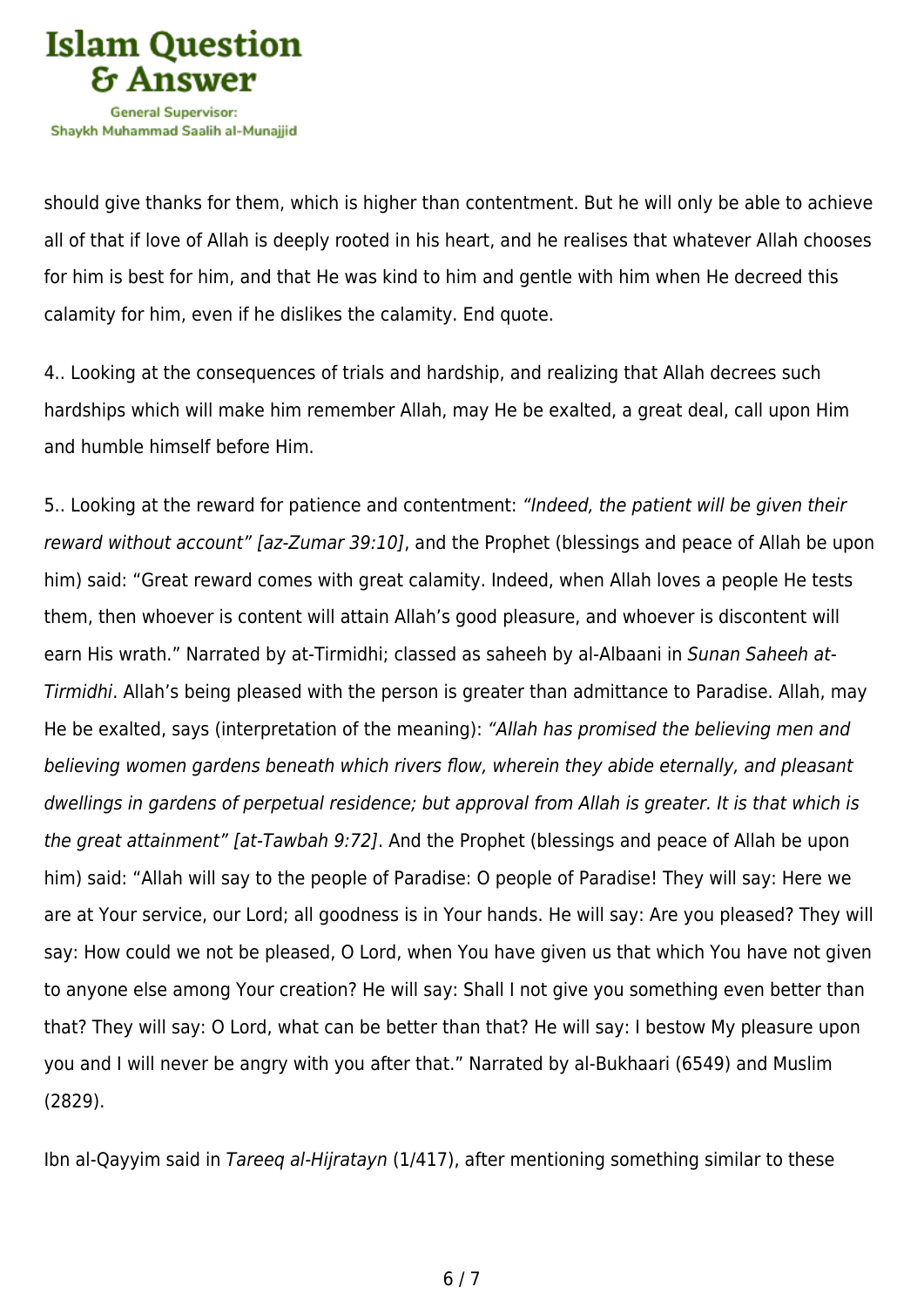should give thanks for them, which is higher than contentment. But he will only be able to achieve all of that if love of Allah is deeply rooted in his heart, and he realises that whatever Allah chooses for him is best for him, and that He was kind to him and gentle with him when He decreed this calamity for him, even if he dislikes the calamity. End quote.

4.. Looking at the consequences of trials and hardship, and realizing that Allah decrees such hardships which will make him remember Allah, may He be exalted, a great deal, call upon Him and humble himself before Him.

5.. Looking at the reward for patience and contentment: *"Indeed, the patient will be given their reward without account" [az-Zumar 39:10]*, and the Prophet (blessings and peace of Allah be upon him) said: "Great reward comes with great calamity. Indeed, when Allah loves a people He tests them, then whoever is content will attain Allah's good pleasure, and whoever is discontent will earn His wrath." Narrated by at-Tirmidhi; classed as saheeh by al-Albaani in *Sunan Saheeh at-Tirmidhi*. Allah's being pleased with the person is greater than admittance to Paradise. Allah, may He be exalted, says (interpretation of the meaning): *"Allah has promised the believing men and believing women gardens beneath which rivers flow, wherein they abide eternally, and pleasant dwellings in gardens of perpetual residence; but approval from Allah is greater. It is that which is the great attainment" [at-Tawbah 9:72]*. And the Prophet (blessings and peace of Allah be upon him) said: "Allah will say to the people of Paradise: O people of Paradise! They will say: Here we are at Your service, our Lord; all goodness is in Your hands. He will say: Are you pleased? They will say: How could we not be pleased, O Lord, when You have given us that which You have not given to anyone else among Your creation? He will say: Shall I not give you something even better than that? They will say: O Lord, what can be better than that? He will say: I bestow My pleasure upon you and I will never be angry with you after that." Narrated by al-Bukhaari (6549) and Muslim (2829).

Ibn al-Qayyim said in *Tareeq al-Hijratayn* (1/417), after mentioning something similar to these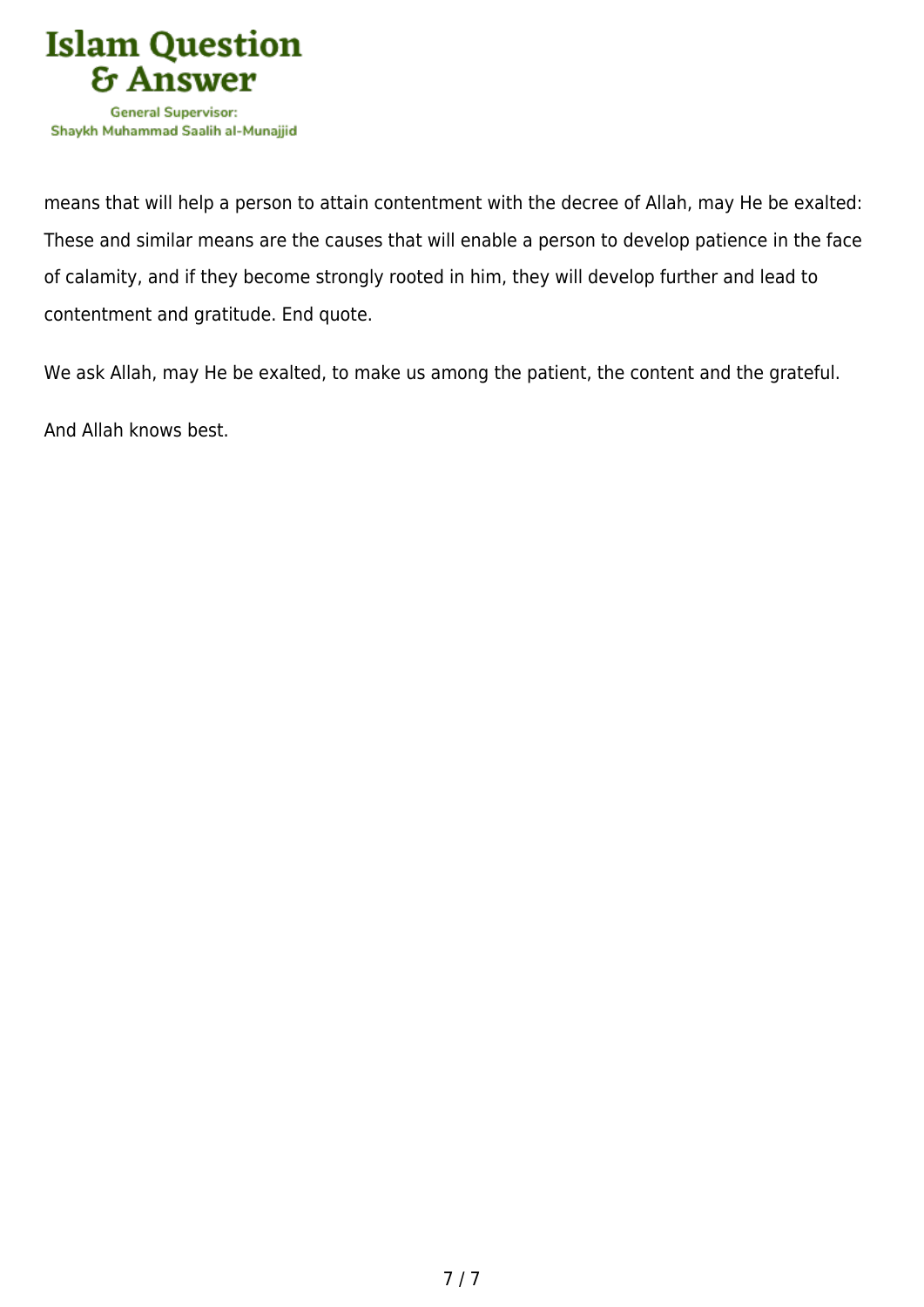means that will help a person to attain contentment with the decree of Allah, may He be exalted: These and similar means are the causes that will enable a person to develop patience in the face of calamity, and if they become strongly rooted in him, they will develop further and lead to contentment and gratitude. End quote.

We ask Allah, may He be exalted, to make us among the patient, the content and the grateful.

And Allah knows best.